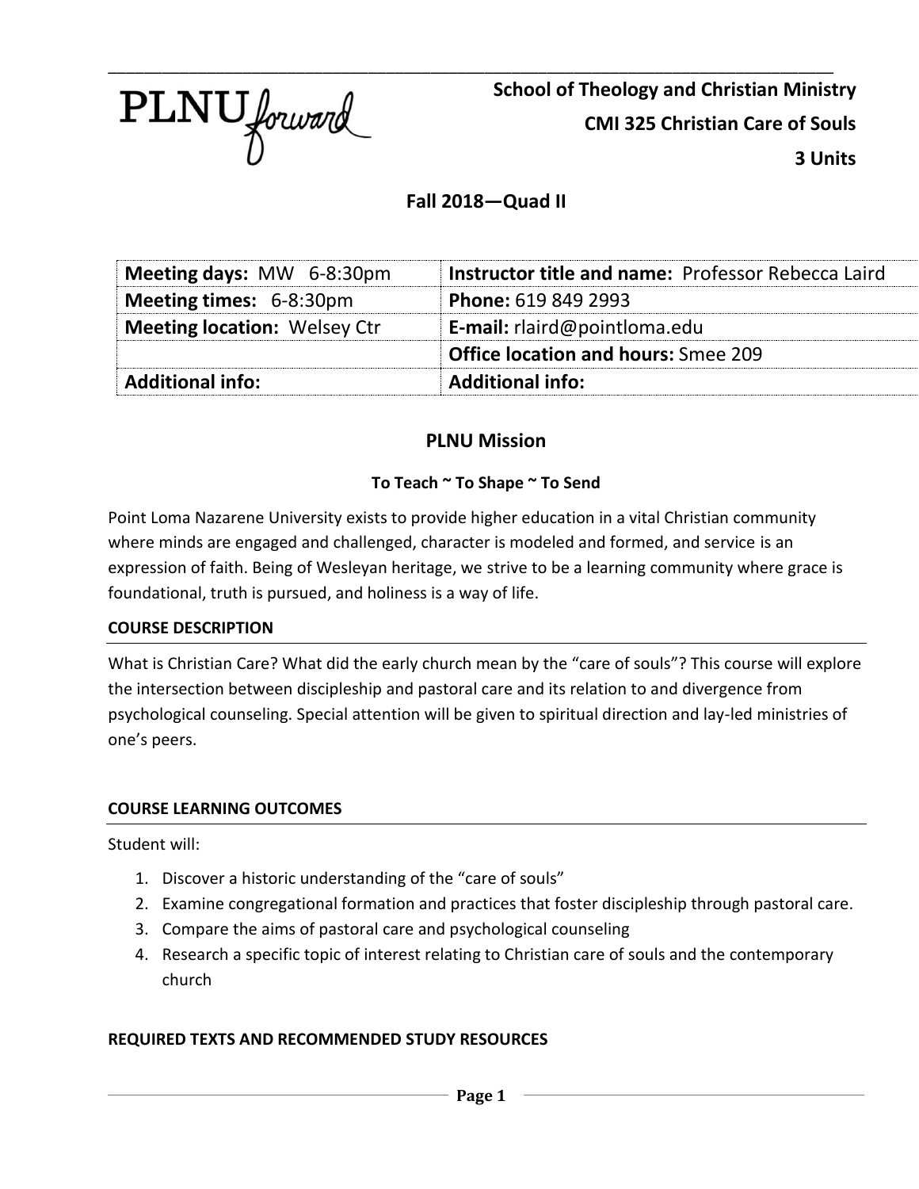PLNU forward

**School of Theology and Christian Ministry**

**CMI 325 Christian Care of Souls**

**3 Units**

## Fall 2018—Quad II

| **Meeting days:** MW 6-8:30pm | **Instructor title and name:** Professor Rebecca Laird |
|---|---|
| **Meeting times:** 6-8:30pm | **Phone:** 619 849 2993 |
| **Meeting location:** Welsey Ctr | **E-mail:** rlaird@pointloma.edu |
| | **Office location and hours:** Smee 209 |
| **Additional info:** | **Additional info:** |

## PLNU Mission

**To Teach ~ To Shape ~ To Send**

Point Loma Nazarene University exists to provide higher education in a vital Christian community where minds are engaged and challenged, character is modeled and formed, and service is an expression of faith. Being of Wesleyan heritage, we strive to be a learning community where grace is foundational, truth is pursued, and holiness is a way of life.

### COURSE DESCRIPTION

What is Christian Care? What did the early church mean by the "care of souls"? This course will explore the intersection between discipleship and pastoral care and its relation to and divergence from psychological counseling. Special attention will be given to spiritual direction and lay-led ministries of one's peers.

### COURSE LEARNING OUTCOMES

Student will:

1. Discover a historic understanding of the "care of souls"
2. Examine congregational formation and practices that foster discipleship through pastoral care.
3. Compare the aims of pastoral care and psychological counseling
4. Research a specific topic of interest relating to Christian care of souls and the contemporary church

### REQUIRED TEXTS AND RECOMMENDED STUDY RESOURCES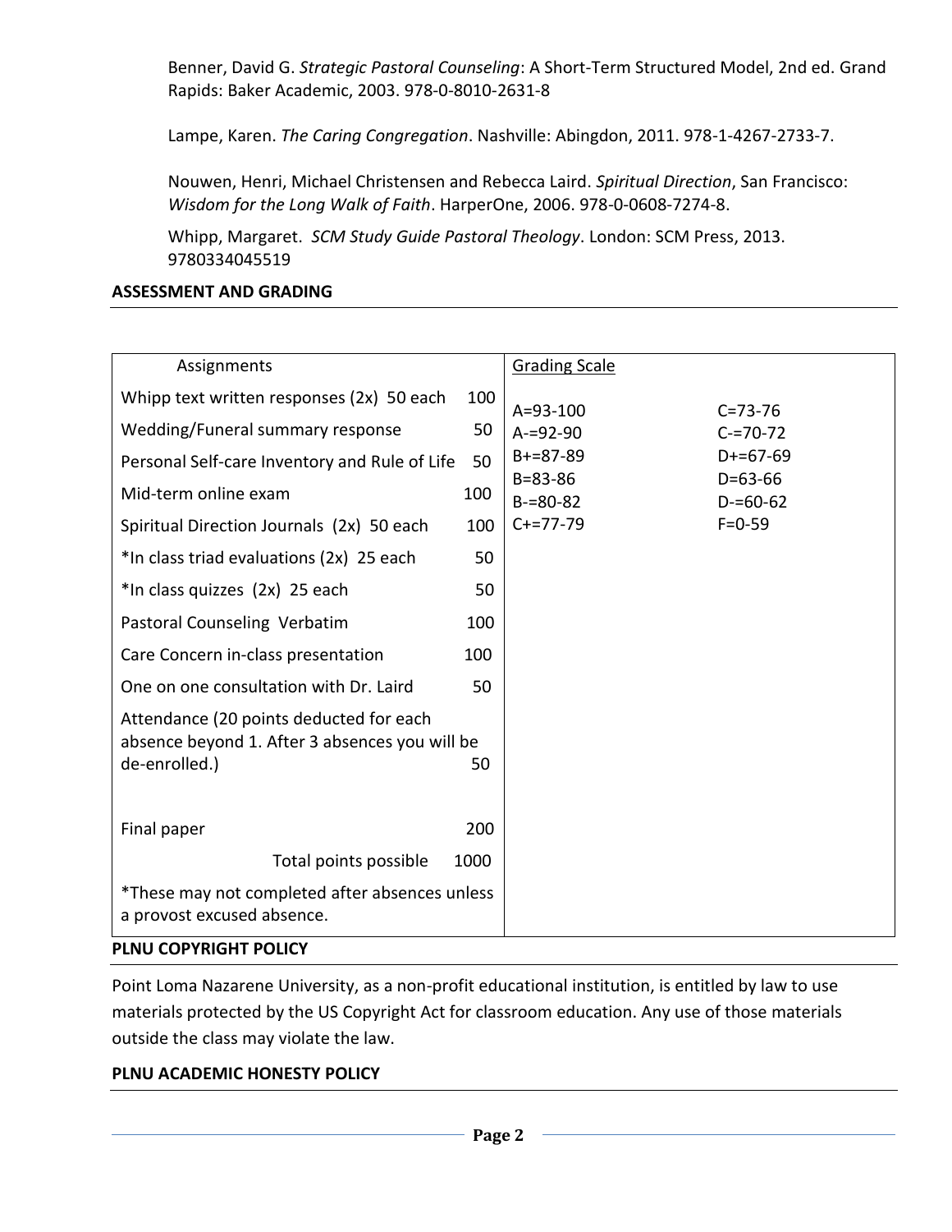Benner, David G. *Strategic Pastoral Counseling*: A Short-Term Structured Model, 2nd ed. Grand Rapids: Baker Academic, 2003. 978-0-8010-2631-8

Lampe, Karen. *The Caring Congregation*. Nashville: Abingdon, 2011. 978-1-4267-2733-7.

Nouwen, Henri, Michael Christensen and Rebecca Laird. *Spiritual Direction*, San Francisco: *Wisdom for the Long Walk of Faith*. HarperOne, 2006. 978-0-0608-7274-8.

Whipp, Margaret. *SCM Study Guide Pastoral Theology*. London: SCM Press, 2013. 9780334045519

**ASSESSMENT AND GRADING**

| Assignments | | Grading Scale | |
|---|---|---|---|
| Whipp text written responses (2x) 50 each | 100 | A=93-100 | C=73-76 |
| Wedding/Funeral summary response | 50 | A-=92-90 | C-=70-72 |
| Personal Self-care Inventory and Rule of Life | 50 | B+=87-89 | D+=67-69 |
| Mid-term online exam | 100 | B=83-86 | D=63-66 |
| Spiritual Direction Journals (2x) 50 each | 100 | B-=80-82 | D-=60-62 |
| *In class triad evaluations (2x) 25 each | 50 | C+=77-79 | F=0-59 |
| *In class quizzes (2x) 25 each | 50 | | |
| Pastoral Counseling Verbatim | 100 | | |
| Care Concern in-class presentation | 100 | | |
| One on one consultation with Dr. Laird | 50 | | |
| Attendance (20 points deducted for each absence beyond 1. After 3 absences you will be de-enrolled.) | 50 | | |
| Final paper | 200 | | |
| Total points possible | 1000 | | |
| *These may not completed after absences unless a provost excused absence. | | | |

**PLNU COPYRIGHT POLICY**

Point Loma Nazarene University, as a non-profit educational institution, is entitled by law to use materials protected by the US Copyright Act for classroom education. Any use of those materials outside the class may violate the law.

**PLNU ACADEMIC HONESTY POLICY**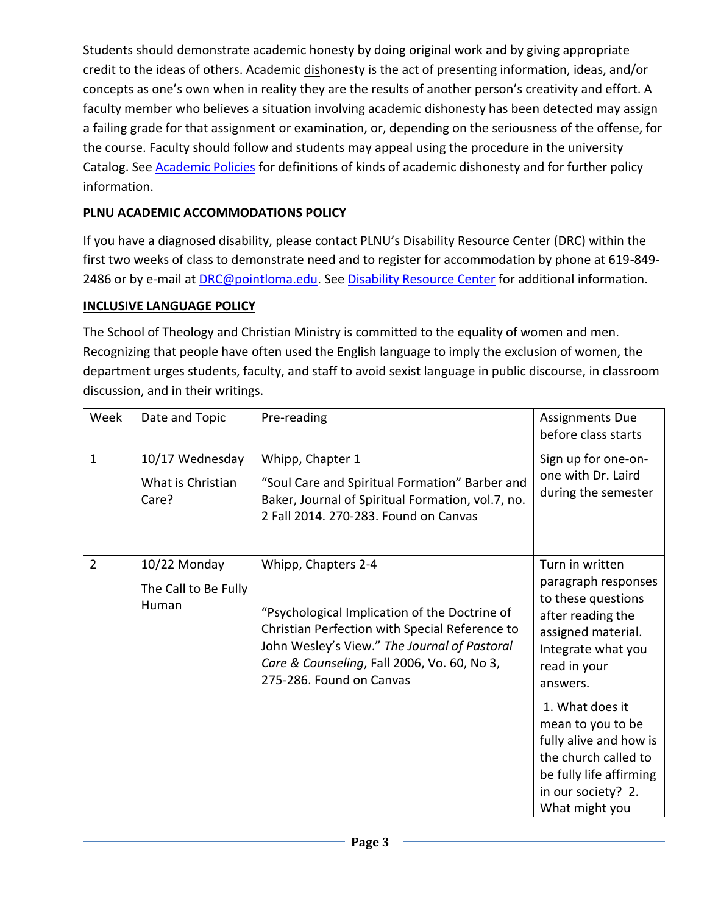Students should demonstrate academic honesty by doing original work and by giving appropriate credit to the ideas of others. Academic dishonesty is the act of presenting information, ideas, and/or concepts as one's own when in reality they are the results of another person's creativity and effort. A faculty member who believes a situation involving academic dishonesty has been detected may assign a failing grade for that assignment or examination, or, depending on the seriousness of the offense, for the course. Faculty should follow and students may appeal using the procedure in the university Catalog. See Academic Policies for definitions of kinds of academic dishonesty and for further policy information.

**PLNU ACADEMIC ACCOMMODATIONS POLICY**

If you have a diagnosed disability, please contact PLNU's Disability Resource Center (DRC) within the first two weeks of class to demonstrate need and to register for accommodation by phone at 619-849-2486 or by e-mail at DRC@pointloma.edu. See Disability Resource Center for additional information.

**INCLUSIVE LANGUAGE POLICY**

The School of Theology and Christian Ministry is committed to the equality of women and men. Recognizing that people have often used the English language to imply the exclusion of women, the department urges students, faculty, and staff to avoid sexist language in public discourse, in classroom discussion, and in their writings.

| Week | Date and Topic | Pre-reading | Assignments Due before class starts |
|---|---|---|---|
| 1 | 10/17 Wednesday<br>What is Christian Care? | Whipp, Chapter 1<br>"Soul Care and Spiritual Formation" Barber and Baker, Journal of Spiritual Formation, vol.7, no. 2 Fall 2014. 270-283. Found on Canvas | Sign up for one-on-one with Dr. Laird during the semester |
| 2 | 10/22 Monday<br>The Call to Be Fully Human | Whipp, Chapters 2-4<br><br>"Psychological Implication of the Doctrine of Christian Perfection with Special Reference to John Wesley's View." *The Journal of Pastoral Care & Counseling*, Fall 2006, Vo. 60, No 3, 275-286. Found on Canvas | Turn in written paragraph responses to these questions after reading the assigned material. Integrate what you read in your answers.<br>1. What does it mean to you to be fully alive and how is the church called to be fully life affirming in our society? 2. What might you |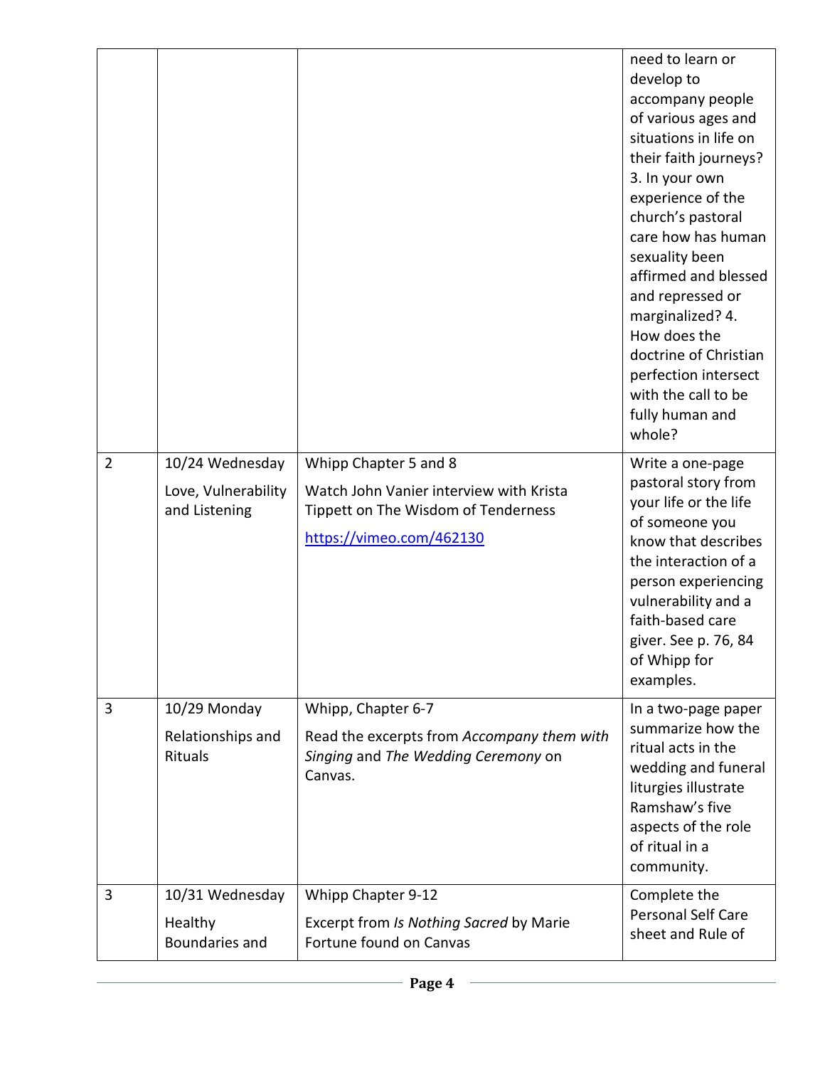| | | | |
|---|---|---|---|
| | | | need to learn or develop to accompany people of various ages and situations in life on their faith journeys? 3. In your own experience of the church's pastoral care how has human sexuality been affirmed and blessed and repressed or marginalized? 4. How does the doctrine of Christian perfection intersect with the call to be fully human and whole? |
| 2 | 10/24 Wednesday<br>Love, Vulnerability and Listening | Whipp Chapter 5 and 8<br>Watch John Vanier interview with Krista Tippett on The Wisdom of Tenderness<br>[https://vimeo.com/462130](https://vimeo.com/462130) | Write a one-page pastoral story from your life or the life of someone you know that describes the interaction of a person experiencing vulnerability and a faith-based care giver. See p. 76, 84 of Whipp for examples. |
| 3 | 10/29 Monday<br>Relationships and Rituals | Whipp, Chapter 6-7<br>Read the excerpts from *Accompany them with Singing* and *The Wedding Ceremony* on Canvas. | In a two-page paper summarize how the ritual acts in the wedding and funeral liturgies illustrate Ramshaw's five aspects of the role of ritual in a community. |
| 3 | 10/31 Wednesday<br>Healthy Boundaries and | Whipp Chapter 9-12<br>Excerpt from *Is Nothing Sacred* by Marie Fortune found on Canvas | Complete the Personal Self Care sheet and Rule of |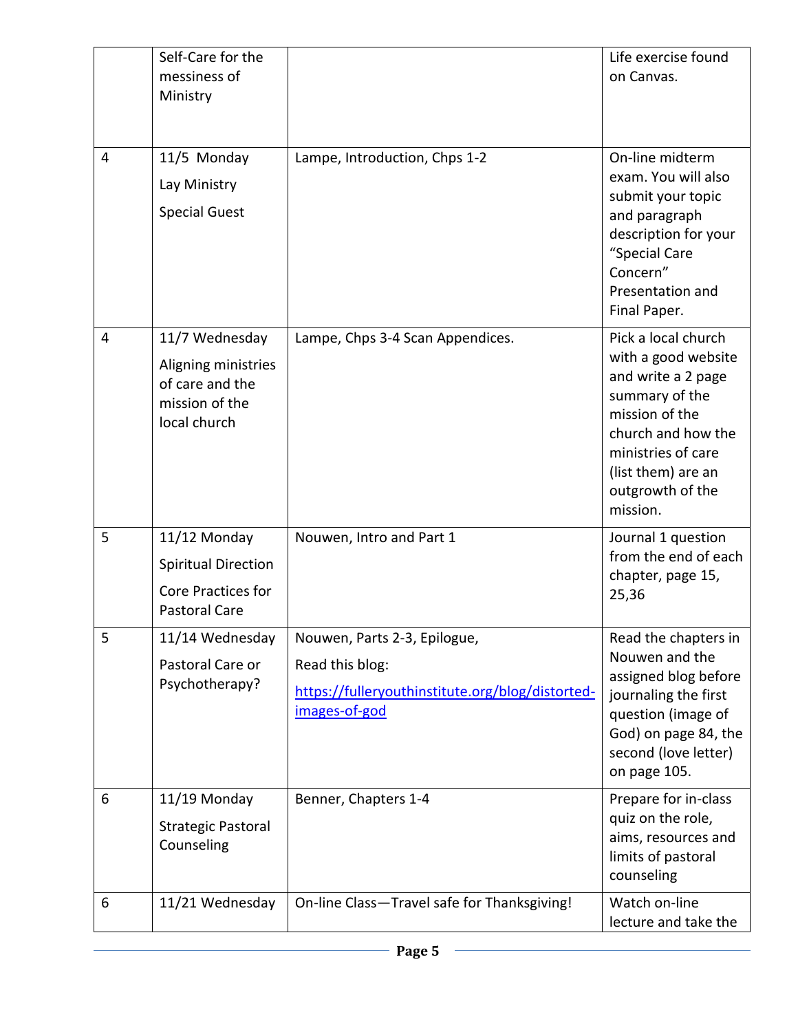| | | | |
|---|---|---|---|
| | Self-Care for the messiness of Ministry | | Life exercise found on Canvas. |
| 4 | 11/5 Monday<br>Lay Ministry<br>Special Guest | Lampe, Introduction, Chps 1-2 | On-line midterm exam. You will also submit your topic and paragraph description for your "Special Care Concern" Presentation and Final Paper. |
| 4 | 11/7 Wednesday<br>Aligning ministries of care and the mission of the local church | Lampe, Chps 3-4 Scan Appendices. | Pick a local church with a good website and write a 2 page summary of the mission of the church and how the ministries of care (list them) are an outgrowth of the mission. |
| 5 | 11/12 Monday<br>Spiritual Direction<br>Core Practices for Pastoral Care | Nouwen, Intro and Part 1 | Journal 1 question from the end of each chapter, page 15, 25,36 |
| 5 | 11/14 Wednesday<br>Pastoral Care or Psychotherapy? | Nouwen, Parts 2-3, Epilogue,<br>Read this blog:<br>[https://fulleryouthinstitute.org/blog/distorted-images-of-god](https://fulleryouthinstitute.org/blog/distorted-images-of-god) | Read the chapters in Nouwen and the assigned blog before journaling the first question (image of God) on page 84, the second (love letter) on page 105. |
| 6 | 11/19 Monday<br>Strategic Pastoral Counseling | Benner, Chapters 1-4 | Prepare for in-class quiz on the role, aims, resources and limits of pastoral counseling |
| 6 | 11/21 Wednesday | On-line Class—Travel safe for Thanksgiving! | Watch on-line lecture and take the |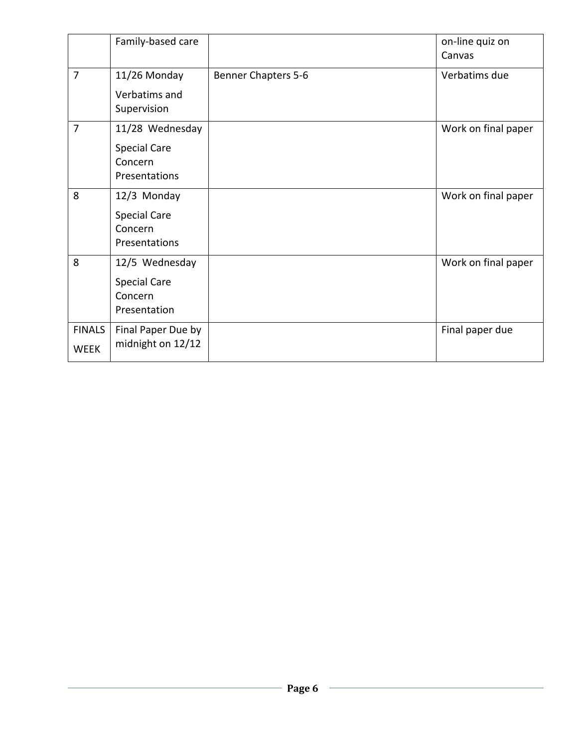| | | | |
|---|---|---|---|
| | Family-based care | | on-line quiz on Canvas |
| 7 | 11/26 Monday<br><br>Verbatims and Supervision | Benner Chapters 5-6 | Verbatims due |
| 7 | 11/28 Wednesday<br><br>Special Care Concern Presentations | | Work on final paper |
| 8 | 12/3 Monday<br><br>Special Care Concern Presentations | | Work on final paper |
| 8 | 12/5 Wednesday<br><br>Special Care Concern Presentation | | Work on final paper |
| FINALS WEEK | Final Paper Due by midnight on 12/12 | | Final paper due |